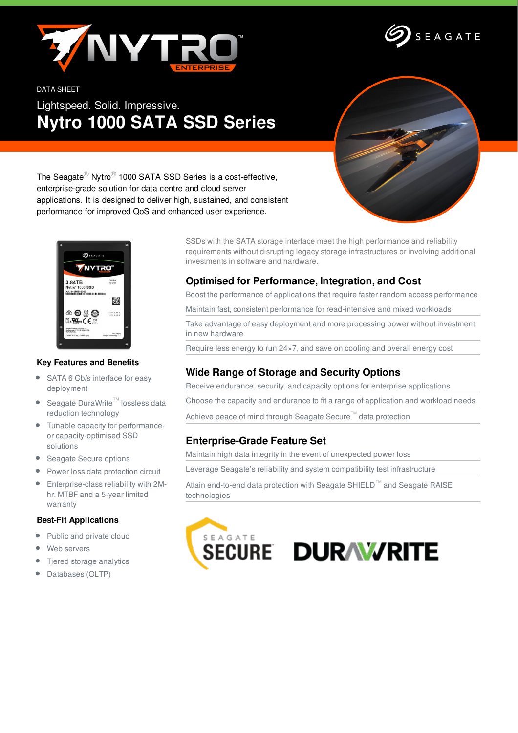DATA SHEET

Lightspeed. Solid. Impressive.

# Nytro 1000 SATA SSD Series

The Seagate® Nytro® 1000 SATA SSD Series is a cost-effective, enterprise-grade solution for data centre and cloud server applications. It is designed to deliver high, sustained, and consistent performance for improved QoS and enhanced user experience.

### Key Features and Benefits

- SATA 6 Gb/s interface for easy deployment
- Seagate DuraWrite™ lossless data reduction technology
- Tunable capacity for performance- or capacity-optimised SSD solutions
- Seagate Secure options
- Power loss data protection circuit
- Enterprise-class reliability with 2M-hr. MTBF and a 5-year limited warranty

### Best-Fit Applications

- Public and private cloud
- Web servers
- Tiered storage analytics
- Databases (OLTP)

SSDs with the SATA storage interface meet the high performance and reliability requirements without disrupting legacy storage infrastructures or involving additional investments in software and hardware.

## Optimised for Performance, Integration, and Cost

Boost the performance of applications that require faster random access performance

Maintain fast, consistent performance for read-intensive and mixed workloads

Take advantage of easy deployment and more processing power without investment in new hardware

Require less energy to run 24×7, and save on cooling and overall energy cost

## Wide Range of Storage and Security Options

Receive endurance, security, and capacity options for enterprise applications

Choose the capacity and endurance to fit a range of application and workload needs

Achieve peace of mind through Seagate Secure™ data protection

## Enterprise-Grade Feature Set

Maintain high data integrity in the event of unexpected power loss

Leverage Seagate's reliability and system compatibility test infrastructure

Attain end-to-end data protection with Seagate SHIELD™ and Seagate RAISE technologies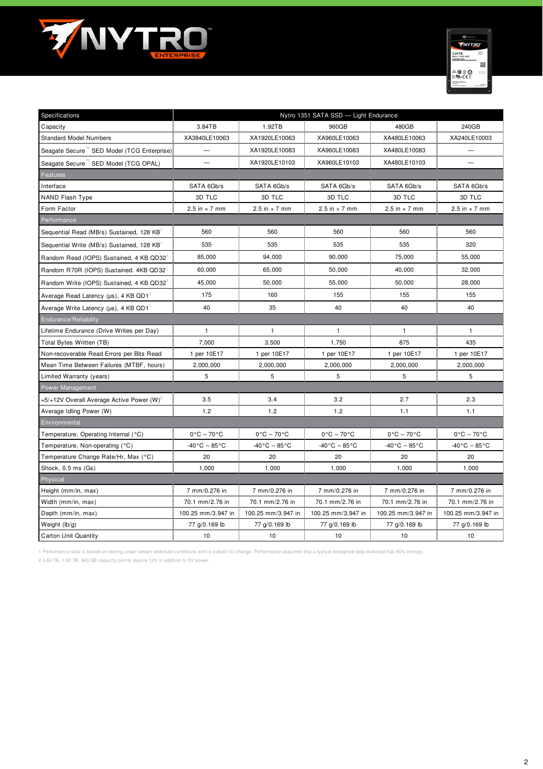| Specifications | Nytro 1351 SATA SSD — Light Endurance | | | | |
|---|---|---|---|---|---|
| Capacity | 3.84TB | 1.92TB | 960GB | 480GB | 240GB |
| Standard Model Numbers | XA3840LE10063 | XA1920LE10063 | XA960LE10063 | XA480LE10063 | XA240LE10003 |
| Seagate Secure™ SED Model (TCG Enterprise) | — | XA1920LE10083 | XA960LE10083 | XA480LE10083 | — |
| Seagate Secure™ SED Model (TCG OPAL) | — | XA1920LE10103 | XA960LE10103 | XA480LE10103 | — |
| **Features** | | | | | |
| Interface | SATA 6Gb/s | SATA 6Gb/s | SATA 6Gb/s | SATA 6Gb/s | SATA 6Gb/s |
| NAND Flash Type | 3D TLC | 3D TLC | 3D TLC | 3D TLC | 3D TLC |
| Form Factor | 2.5 in × 7 mm | 2.5 in × 7 mm | 2.5 in × 7 mm | 2.5 in × 7 mm | 2.5 in × 7 mm |
| **Performance** | | | | | |
| Sequential Read (MB/s) Sustained, 128 KB[1] | 560 | 560 | 560 | 560 | 560 |
| Sequential Write (MB/s) Sustained, 128 KB[1] | 535 | 535 | 535 | 535 | 320 |
| Random Read (IOPS) Sustained, 4 KB QD32[1] | 85,000 | 94,000 | 90,000 | 75,000 | 55,000 |
| Random R70R (IOPS) Sustained. 4KB QD32[1] | 60,000 | 65,000 | 50,000 | 40,000 | 32,000 |
| Random Write (IOPS) Sustained, 4 KB QD32[1] | 45,000 | 50,000 | 55,000 | 50,000 | 28,000 |
| Average Read Latency (µs), 4 KB QD1[1] | 175 | 160 | 155 | 155 | 155 |
| Average Write Latency (µs), 4 KB QD1[1] | 40 | 35 | 40 | 40 | 40 |
| **Endurance/Reliability** | | | | | |
| Lifetime Endurance (Drive Writes per Day) | 1 | 1 | 1 | 1 | 1 |
| Total Bytes Written (TB) | 7,000 | 3,500 | 1,750 | 875 | 435 |
| Non-recoverable Read Errors per Bits Read | 1 per 10E17 | 1 per 10E17 | 1 per 10E17 | 1 per 10E17 | 1 per 10E17 |
| Mean Time Between Failures (MTBF, hours) | 2,000,000 | 2,000,000 | 2,000,000 | 2,000,000 | 2,000,000 |
| Limited Warranty (years) | 5 | 5 | 5 | 5 | 5 |
| **Power Management** | | | | | |
| +5/+12V Overall Average Active Power (W)[2] | 3.5 | 3.4 | 3.2 | 2.7 | 2.3 |
| Average Idling Power (W) | 1.2 | 1.2 | 1.2 | 1.1 | 1.1 |
| **Environmental** | | | | | |
| Temperature, Operating Internal (°C) | 0°C – 70°C | 0°C – 70°C | 0°C – 70°C | 0°C – 70°C | 0°C – 70°C |
| Temperature, Non-operating (°C) | -40°C – 85°C | -40°C – 85°C | -40°C – 85°C | -40°C – 85°C | -40°C – 85°C |
| Temperature Change Rate/Hr, Max (°C) | 20 | 20 | 20 | 20 | 20 |
| Shock, 0.5 ms (Gs) | 1,000 | 1,000 | 1,000 | 1,000 | 1,000 |
| **Physical** | | | | | |
| Height (mm/in, max) | 7 mm/0.276 in | 7 mm/0.276 in | 7 mm/0.276 in | 7 mm/0.276 in | 7 mm/0.276 in |
| Width (mm/in, max) | 70.1 mm/2.76 in | 70.1 mm/2.76 in | 70.1 mm/2.76 in | 70.1 mm/2.76 in | 70.1 mm/2.76 in |
| Depth (mm/in, max) | 100.25 mm/3.947 in | 100.25 mm/3.947 in | 100.25 mm/3.947 in | 100.25 mm/3.947 in | 100.25 mm/3.947 in |
| Weight (lb/g) | 77 g/0.169 lb | 77 g/0.169 lb | 77 g/0.169 lb | 77 g/0.169 lb | 77 g/0.169 lb |
| Carton Unit Quantity | 10 | 10 | 10 | 10 | 10 |

1 Performance data is based on testing under certain workload conditions and is subject to change. Performance assumes that a typical enterprise data workload has 80% entropy.

2 3.84 TB, 1.92 TB, 960 GB capacity points require 12V in addition to 5V power.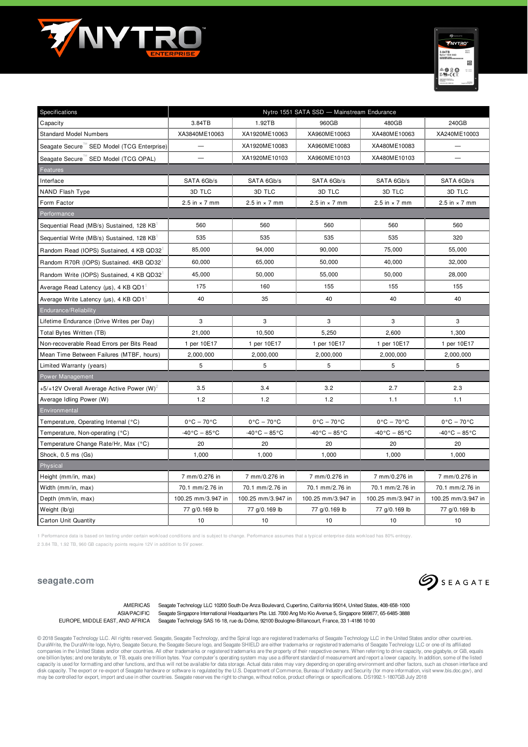| Specifications | Nytro 1551 SATA SSD — Mainstream Endurance | | | | |
|---|---|---|---|---|---|
| Capacity | 3.84TB | 1.92TB | 960GB | 480GB | 240GB |
| Standard Model Numbers | XA3840ME10063 | XA1920ME10063 | XA960ME10063 | XA480ME10063 | XA240ME10003 |
| Seagate Secure™ SED Model (TCG Enterprise) | — | XA1920ME10083 | XA960ME10083 | XA480ME10083 | — |
| Seagate Secure™ SED Model (TCG OPAL) | — | XA1920ME10103 | XA960ME10103 | XA480ME10103 | — |
| **Features** | | | | | |
| Interface | SATA 6Gb/s | SATA 6Gb/s | SATA 6Gb/s | SATA 6Gb/s | SATA 6Gb/s |
| NAND Flash Type | 3D TLC | 3D TLC | 3D TLC | 3D TLC | 3D TLC |
| Form Factor | 2.5 in × 7 mm | 2.5 in × 7 mm | 2.5 in × 7 mm | 2.5 in × 7 mm | 2.5 in × 7 mm |
| **Performance** | | | | | |
| Sequential Read (MB/s) Sustained, 128 KB[1] | 560 | 560 | 560 | 560 | 560 |
| Sequential Write (MB/s) Sustained, 128 KB[1] | 535 | 535 | 535 | 535 | 320 |
| Random Read (IOPS) Sustained, 4 KB QD32[1] | 85,000 | 94,000 | 90,000 | 75,000 | 55,000 |
| Random R70R (IOPS) Sustained. 4KB QD32[1] | 60,000 | 65,000 | 50,000 | 40,000 | 32,000 |
| Random Write (IOPS) Sustained, 4 KB QD32[1] | 45,000 | 50,000 | 55,000 | 50,000 | 28,000 |
| Average Read Latency (µs), 4 KB QD1[1] | 175 | 160 | 155 | 155 | 155 |
| Average Write Latency (µs), 4 KB QD1[1] | 40 | 35 | 40 | 40 | 40 |
| **Endurance/Reliability** | | | | | |
| Lifetime Endurance (Drive Writes per Day) | 3 | 3 | 3 | 3 | 3 |
| Total Bytes Written (TB) | 21,000 | 10,500 | 5,250 | 2,600 | 1,300 |
| Non-recoverable Read Errors per Bits Read | 1 per 10E17 | 1 per 10E17 | 1 per 10E17 | 1 per 10E17 | 1 per 10E17 |
| Mean Time Between Failures (MTBF, hours) | 2,000,000 | 2,000,000 | 2,000,000 | 2,000,000 | 2,000,000 |
| Limited Warranty (years) | 5 | 5 | 5 | 5 | 5 |
| **Power Management** | | | | | |
| +5/+12V Overall Average Active Power (W)[2] | 3.5 | 3.4 | 3.2 | 2.7 | 2.3 |
| Average Idling Power (W) | 1.2 | 1.2 | 1.2 | 1.1 | 1.1 |
| **Environmental** | | | | | |
| Temperature, Operating Internal (°C) | 0°C – 70°C | 0°C – 70°C | 0°C – 70°C | 0°C – 70°C | 0°C – 70°C |
| Temperature, Non-operating (°C) | -40°C – 85°C | -40°C – 85°C | -40°C – 85°C | -40°C – 85°C | -40°C – 85°C |
| Temperature Change Rate/Hr, Max (°C) | 20 | 20 | 20 | 20 | 20 |
| Shock, 0.5 ms (Gs) | 1,000 | 1,000 | 1,000 | 1,000 | 1,000 |
| **Physical** | | | | | |
| Height (mm/in, max) | 7 mm/0.276 in | 7 mm/0.276 in | 7 mm/0.276 in | 7 mm/0.276 in | 7 mm/0.276 in |
| Width (mm/in, max) | 70.1 mm/2.76 in | 70.1 mm/2.76 in | 70.1 mm/2.76 in | 70.1 mm/2.76 in | 70.1 mm/2.76 in |
| Depth (mm/in, max) | 100.25 mm/3.947 in | 100.25 mm/3.947 in | 100.25 mm/3.947 in | 100.25 mm/3.947 in | 100.25 mm/3.947 in |
| Weight (lb/g) | 77 g/0.169 lb | 77 g/0.169 lb | 77 g/0.169 lb | 77 g/0.169 lb | 77 g/0.169 lb |
| Carton Unit Quantity | 10 | 10 | 10 | 10 | 10 |

1 Performance data is based on testing under certain workload conditions and is subject to change. Performance assumes that a typical enterprise data workload has 80% entropy.

2 3.84 TB, 1.92 TB, 960 GB capacity points require 12V in addition to 5V power.

**seagate.com**

AMERICAS Seagate Technology LLC 10200 South De Anza Boulevard, Cupertino, California 95014, United States, 408-658-1000
ASIA/PACIFIC Seagate Singapore International Headquarters Pte. Ltd. 7000 Ang Mo Kio Avenue 5, Singapore 569877, 65-6485-3888
EUROPE, MIDDLE EAST, AND AFRICA Seagate Technology SAS 16-18, rue du Dôme, 92100 Boulogne-Billancourt, France, 33 1-4186 10 00

© 2018 Seagate Technology LLC. All rights reserved. Seagate, Seagate Technology, and the Spiral logo are registered trademarks of Seagate Technology LLC in the United States and/or other countries. DuraWrite, the DuraWrite logo, Nytro, Seagate Secure, the Seagate Secure logo, and Seagate SHIELD are either trademarks or registered trademarks of Seagate Technology LLC or one of its affiliated companies in the United States and/or other countries. All other trademarks or registered trademarks are the property of their respective owners. When referring to drive capacity, one gigabyte, or GB, equals one billion bytes; and one terabyte, or TB, equals one trillion bytes. Your computer's operating system may use a different standard of measurement and report a lower capacity. In addition, some of the listed capacity is used for formatting and other functions, and thus will not be available for data storage. Actual data rates may vary depending on operating environment and other factors, such as chosen interface and disk capacity. The export or re-export of Seagate hardware or software is regulated by the U.S. Department of Commerce, Bureau of Industry and Security (for more information, visit www.bis.doc.gov), and may be controlled for export, import and use in other countries. Seagate reserves the right to change, without notice, product offerings or specifications. DS1992.1-1807GB July 2018